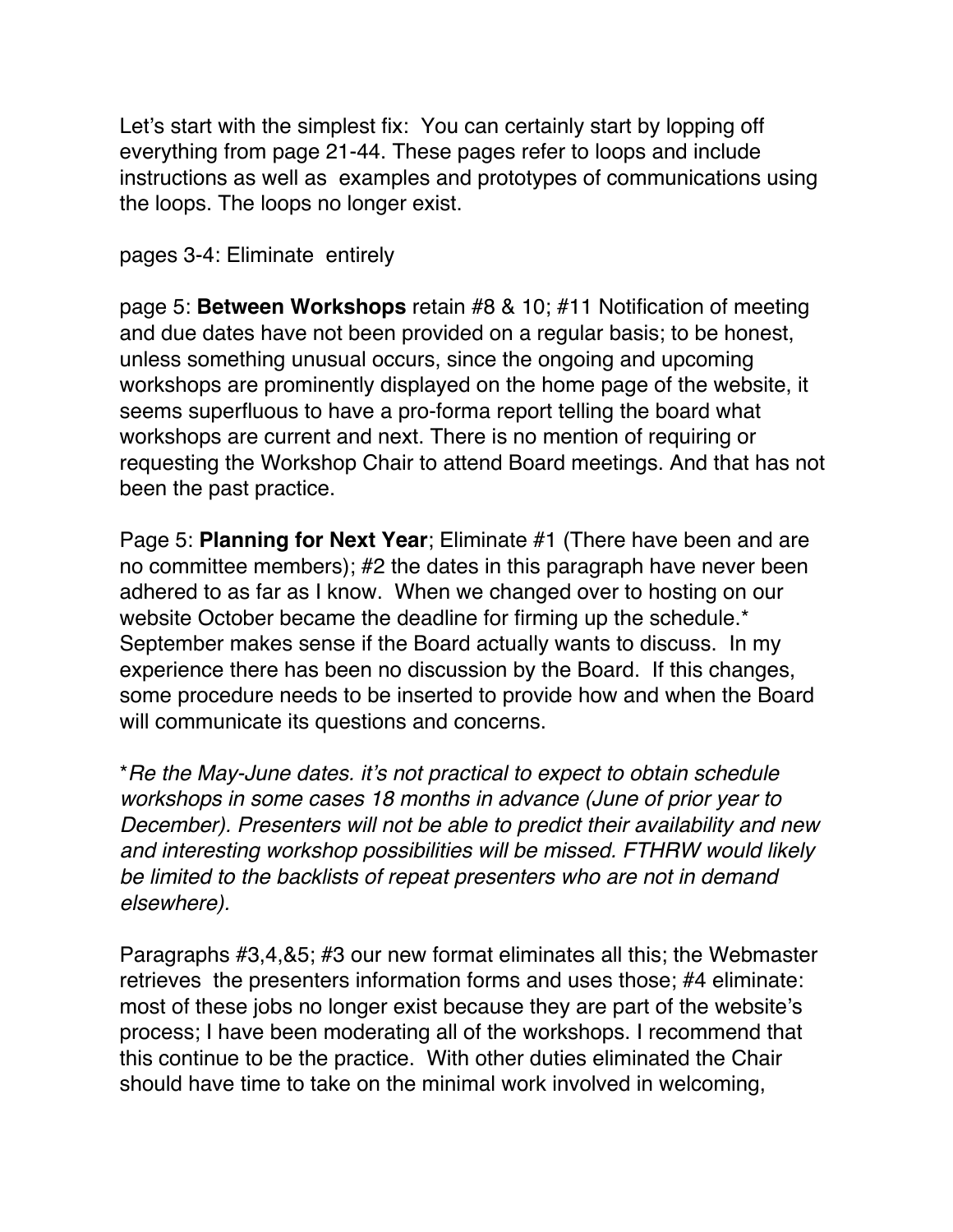Let's start with the simplest fix:  You can certainly start by lopping off everything from page 21-44. These pages refer to loops and include instructions as well as  examples and prototypes of communications using the loops. The loops no longer exist.

pages 3-4: Eliminate  entirely

page 5: **Between Workshops** retain #8 & 10; #11 Notification of meeting and due dates have not been provided on a regular basis; to be honest, unless something unusual occurs, since the ongoing and upcoming workshops are prominently displayed on the home page of the website, it seems superfluous to have a pro-forma report telling the board what workshops are current and next. There is no mention of requiring or requesting the Workshop Chair to attend Board meetings. And that has not been the past practice.

Page 5: **Planning for Next Year**; Eliminate #1 (There have been and are no committee members); #2 the dates in this paragraph have never been adhered to as far as I know.  When we changed over to hosting on our website October became the deadline for firming up the schedule.* September makes sense if the Board actually wants to discuss.  In my experience there has been no discussion by the Board.  If this changes, some procedure needs to be inserted to provide how and when the Board will communicate its questions and concerns.

**Re the May-June dates. it's not practical to expect to obtain schedule workshops in some cases 18 months in advance (June of prior year to December). Presenters will not be able to predict their availability and new and interesting workshop possibilities will be missed. FTHRW would likely be limited to the backlists of repeat presenters who are not in demand elsewhere).*

Paragraphs #3,4,&5; #3 our new format eliminates all this; the Webmaster retrieves  the presenters information forms and uses those; #4 eliminate: most of these jobs no longer exist because they are part of the website's process; I have been moderating all of the workshops. I recommend that this continue to be the practice.  With other duties eliminated the Chair should have time to take on the minimal work involved in welcoming,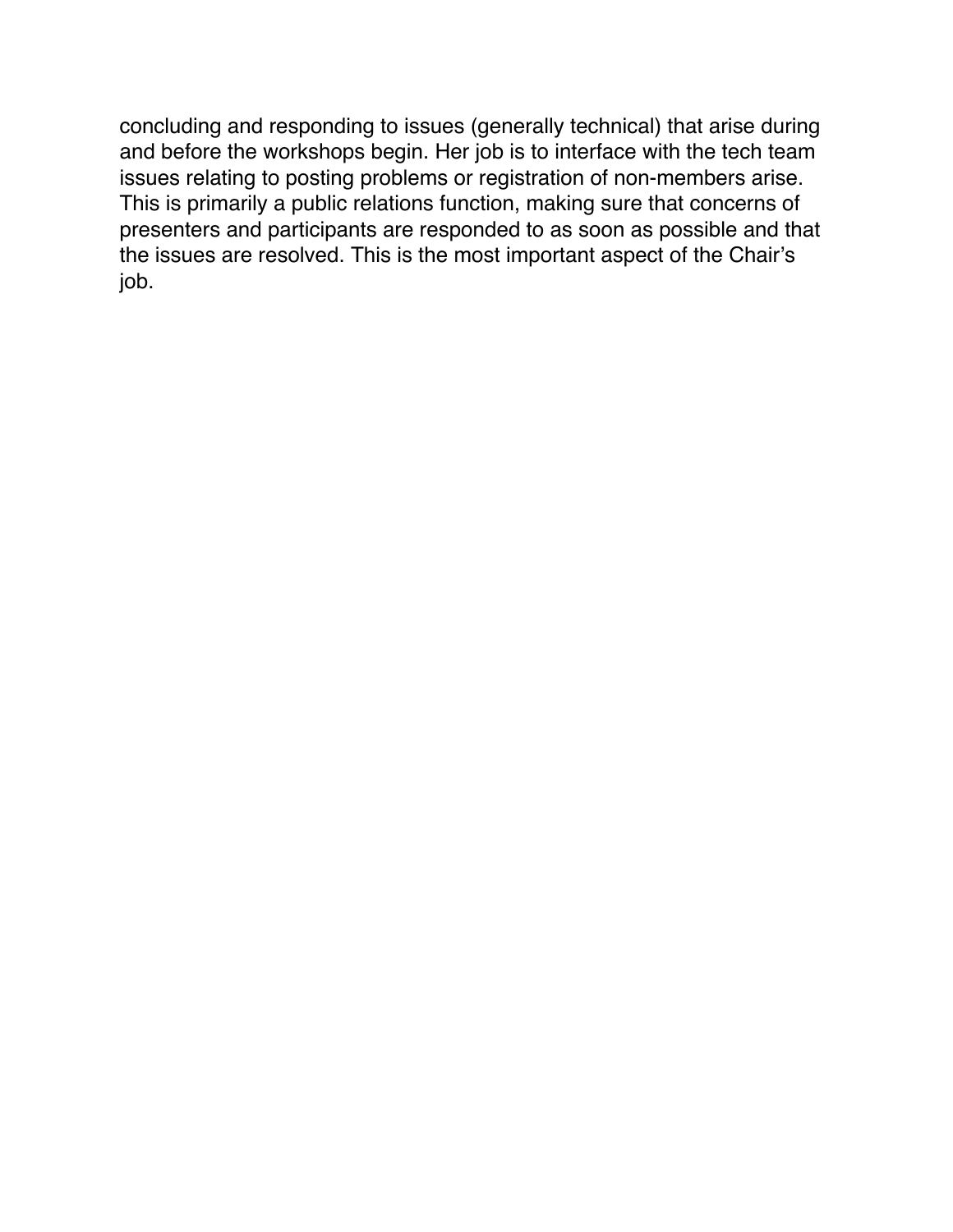concluding and responding to issues (generally technical) that arise during and before the workshops begin. Her job is to interface with the tech team issues relating to posting problems or registration of non-members arise. This is primarily a public relations function, making sure that concerns of presenters and participants are responded to as soon as possible and that the issues are resolved. This is the most important aspect of the Chair's job.